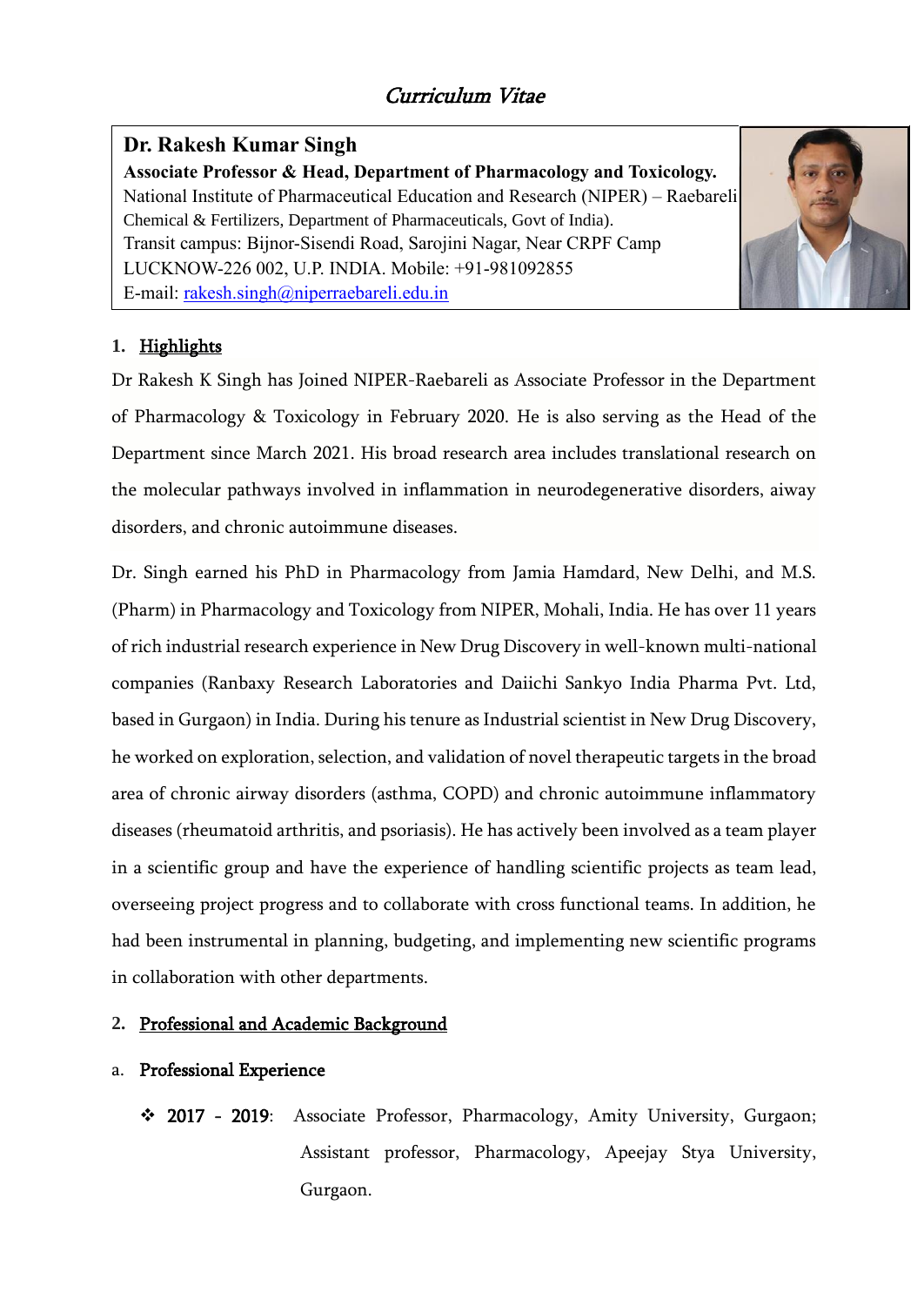# *Curriculum Vitae*

**Dr. Rakesh Kumar Singh**
**Associate Professor & Head, Department of Pharmacology and Toxicology.**
National Institute of Pharmaceutical Education and Research (NIPER) – Raebareli
Chemical & Fertilizers, Department of Pharmaceuticals, Govt of India).
Transit campus: Bijnor-Sisendi Road, Sarojini Nagar, Near CRPF Camp
LUCKNOW-226 002, U.P. INDIA. Mobile: +91-981092855
E-mail: [rakesh.singh@niperraebareli.edu.in](mailto:rakesh.singh@niperraebareli.edu.in)

## 1. Highlights

Dr Rakesh K Singh has Joined NIPER-Raebareli as Associate Professor in the Department of Pharmacology & Toxicology in February 2020. He is also serving as the Head of the Department since March 2021. His broad research area includes translational research on the molecular pathways involved in inflammation in neurodegenerative disorders, aiway disorders, and chronic autoimmune diseases.

Dr. Singh earned his PhD in Pharmacology from Jamia Hamdard, New Delhi, and M.S. (Pharm) in Pharmacology and Toxicology from NIPER, Mohali, India. He has over 11 years of rich industrial research experience in New Drug Discovery in well-known multi-national companies (Ranbaxy Research Laboratories and Daiichi Sankyo India Pharma Pvt. Ltd, based in Gurgaon) in India. During his tenure as Industrial scientist in New Drug Discovery, he worked on exploration, selection, and validation of novel therapeutic targets in the broad area of chronic airway disorders (asthma, COPD) and chronic autoimmune inflammatory diseases (rheumatoid arthritis, and psoriasis). He has actively been involved as a team player in a scientific group and have the experience of handling scientific projects as team lead, overseeing project progress and to collaborate with cross functional teams. In addition, he had been instrumental in planning, budgeting, and implementing new scientific programs in collaboration with other departments.

## 2. Professional and Academic Background

### a. Professional Experience

- **2017 - 2019**: Associate Professor, Pharmacology, Amity University, Gurgaon; Assistant professor, Pharmacology, Apeejay Stya University, Gurgaon.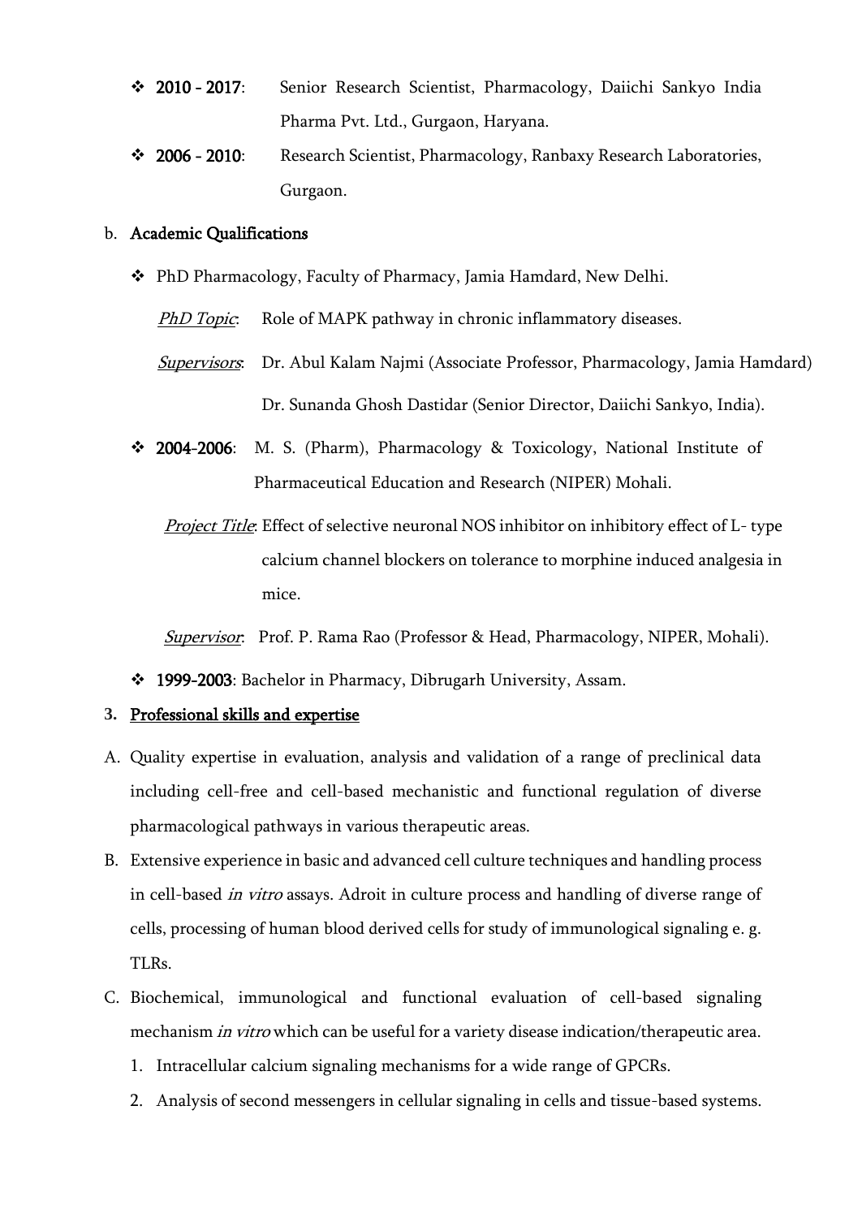- **2010 - 2017**: Senior Research Scientist, Pharmacology, Daiichi Sankyo India Pharma Pvt. Ltd., Gurgaon, Haryana.
- **2006 - 2010**: Research Scientist, Pharmacology, Ranbaxy Research Laboratories, Gurgaon.

b. **Academic Qualifications**

- PhD Pharmacology, Faculty of Pharmacy, Jamia Hamdard, New Delhi.

  *PhD Topic*: Role of MAPK pathway in chronic inflammatory diseases.

  *Supervisors*: Dr. Abul Kalam Najmi (Associate Professor, Pharmacology, Jamia Hamdard)

  Dr. Sunanda Ghosh Dastidar (Senior Director, Daiichi Sankyo, India).

- **2004-2006**: M. S. (Pharm), Pharmacology & Toxicology, National Institute of Pharmaceutical Education and Research (NIPER) Mohali.

  *Project Title*: Effect of selective neuronal NOS inhibitor on inhibitory effect of L- type calcium channel blockers on tolerance to morphine induced analgesia in mice.

  *Supervisor*: Prof. P. Rama Rao (Professor & Head, Pharmacology, NIPER, Mohali).

- **1999-2003**: Bachelor in Pharmacy, Dibrugarh University, Assam.

## 3. Professional skills and expertise

A. Quality expertise in evaluation, analysis and validation of a range of preclinical data including cell-free and cell-based mechanistic and functional regulation of diverse pharmacological pathways in various therapeutic areas.

B. Extensive experience in basic and advanced cell culture techniques and handling process in cell-based *in vitro* assays. Adroit in culture process and handling of diverse range of cells, processing of human blood derived cells for study of immunological signaling e. g. TLRs.

C. Biochemical, immunological and functional evaluation of cell-based signaling mechanism *in vitro* which can be useful for a variety disease indication/therapeutic area.

1. Intracellular calcium signaling mechanisms for a wide range of GPCRs.
2. Analysis of second messengers in cellular signaling in cells and tissue-based systems.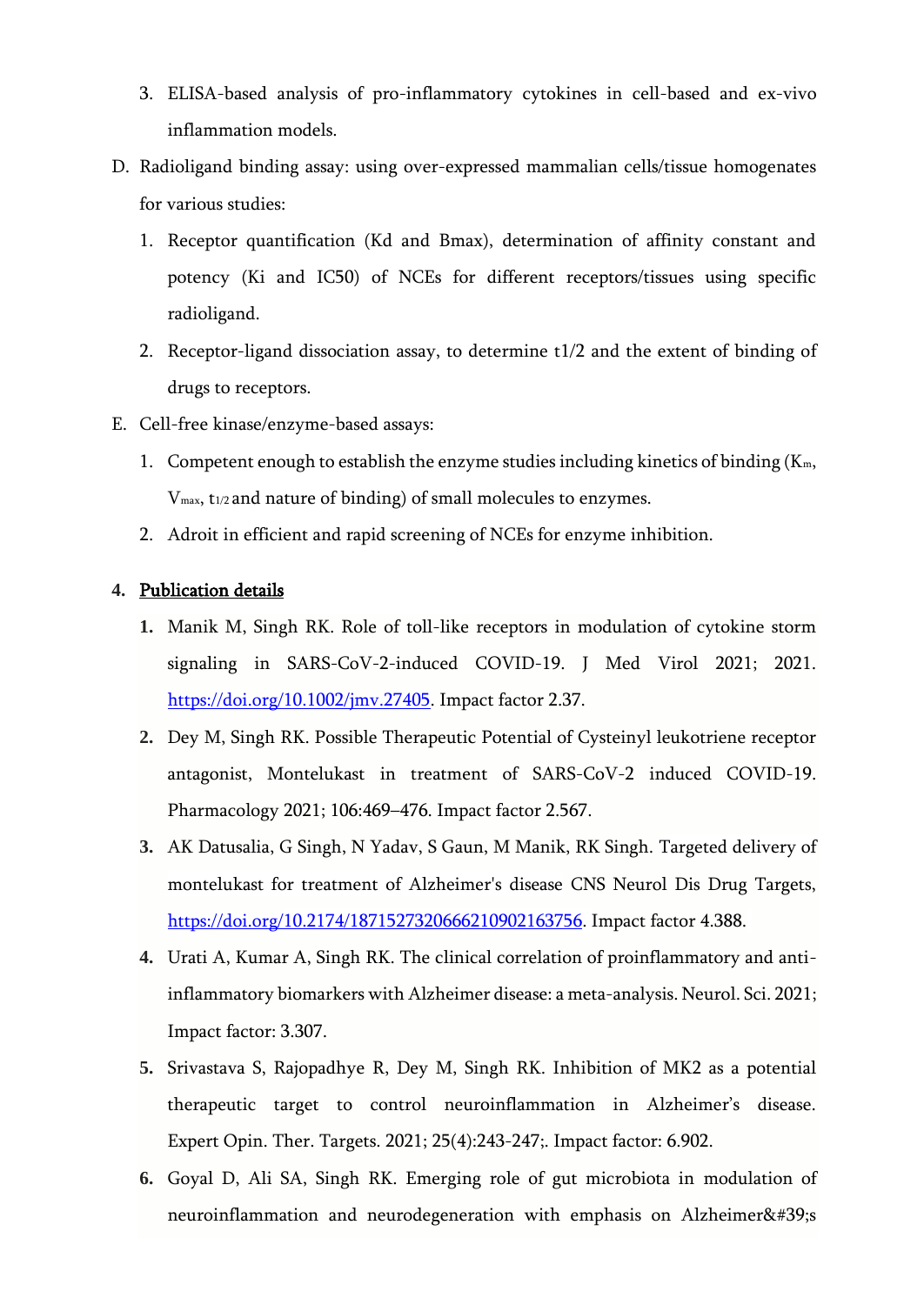3. ELISA-based analysis of pro-inflammatory cytokines in cell-based and ex-vivo inflammation models.

D. Radioligand binding assay: using over-expressed mammalian cells/tissue homogenates for various studies:
   1. Receptor quantification (Kd and Bmax), determination of affinity constant and potency (Ki and IC50) of NCEs for different receptors/tissues using specific radioligand.
   2. Receptor-ligand dissociation assay, to determine t1/2 and the extent of binding of drugs to receptors.

E. Cell-free kinase/enzyme-based assays:
   1. Competent enough to establish the enzyme studies including kinetics of binding ($K_m$, $V_{max}$, $t_{1/2}$ and nature of binding) of small molecules to enzymes.
   2. Adroit in efficient and rapid screening of NCEs for enzyme inhibition.

## 4. Publication details

1. Manik M, Singh RK. Role of toll-like receptors in modulation of cytokine storm signaling in SARS-CoV-2-induced COVID-19. J Med Virol 2021; 2021. https://doi.org/10.1002/jmv.27405. Impact factor 2.37.
2. Dey M, Singh RK. Possible Therapeutic Potential of Cysteinyl leukotriene receptor antagonist, Montelukast in treatment of SARS-CoV-2 induced COVID-19. Pharmacology 2021; 106:469–476. Impact factor 2.567.
3. AK Datusalia, G Singh, N Yadav, S Gaun, M Manik, RK Singh. Targeted delivery of montelukast for treatment of Alzheimer's disease CNS Neurol Dis Drug Targets, https://doi.org/10.2174/1871527320666210902163756. Impact factor 4.388.
4. Urati A, Kumar A, Singh RK. The clinical correlation of proinflammatory and anti-inflammatory biomarkers with Alzheimer disease: a meta-analysis. Neurol. Sci. 2021; Impact factor: 3.307.
5. Srivastava S, Rajopadhye R, Dey M, Singh RK. Inhibition of MK2 as a potential therapeutic target to control neuroinflammation in Alzheimer's disease. Expert Opin. Ther. Targets. 2021; 25(4):243-247;. Impact factor: 6.902.
6. Goyal D, Ali SA, Singh RK. Emerging role of gut microbiota in modulation of neuroinflammation and neurodegeneration with emphasis on Alzheimer&#39;s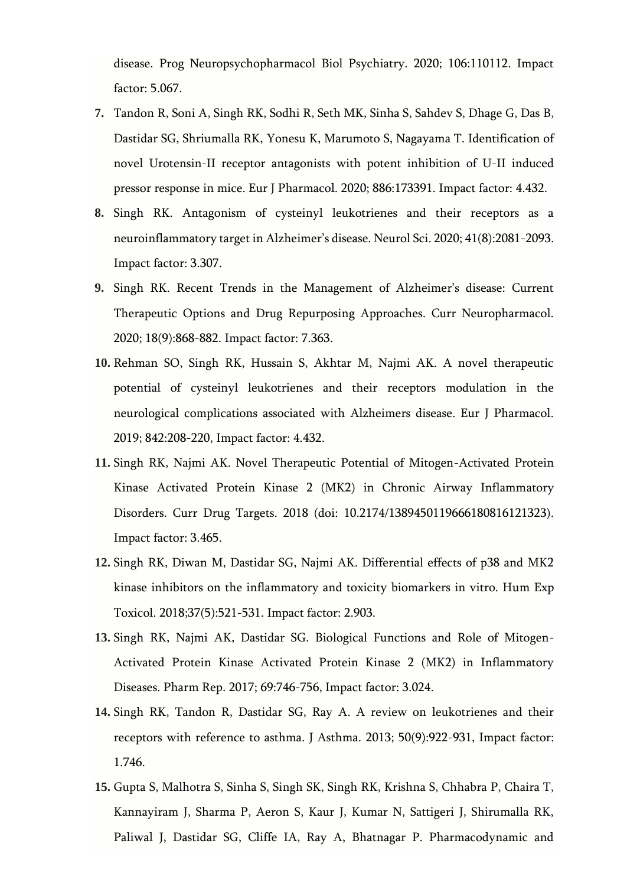disease. Prog Neuropsychopharmacol Biol Psychiatry. 2020; 106:110112. Impact factor: 5.067.

7. Tandon R, Soni A, Singh RK, Sodhi R, Seth MK, Sinha S, Sahdev S, Dhage G, Das B, Dastidar SG, Shriumalla RK, Yonesu K, Marumoto S, Nagayama T. Identification of novel Urotensin-II receptor antagonists with potent inhibition of U-II induced pressor response in mice. Eur J Pharmacol. 2020; 886:173391. Impact factor: 4.432.
8. Singh RK. Antagonism of cysteinyl leukotrienes and their receptors as a neuroinflammatory target in Alzheimer's disease. Neurol Sci. 2020; 41(8):2081-2093. Impact factor: 3.307.
9. Singh RK. Recent Trends in the Management of Alzheimer's disease: Current Therapeutic Options and Drug Repurposing Approaches. Curr Neuropharmacol. 2020; 18(9):868-882. Impact factor: 7.363.
10. Rehman SO, Singh RK, Hussain S, Akhtar M, Najmi AK. A novel therapeutic potential of cysteinyl leukotrienes and their receptors modulation in the neurological complications associated with Alzheimers disease. Eur J Pharmacol. 2019; 842:208-220, Impact factor: 4.432.
11. Singh RK, Najmi AK. Novel Therapeutic Potential of Mitogen-Activated Protein Kinase Activated Protein Kinase 2 (MK2) in Chronic Airway Inflammatory Disorders. Curr Drug Targets. 2018 (doi: 10.2174/1389450119666180816121323). Impact factor: 3.465.
12. Singh RK, Diwan M, Dastidar SG, Najmi AK. Differential effects of p38 and MK2 kinase inhibitors on the inflammatory and toxicity biomarkers in vitro. Hum Exp Toxicol. 2018;37(5):521-531. Impact factor: 2.903.
13. Singh RK, Najmi AK, Dastidar SG. Biological Functions and Role of Mitogen-Activated Protein Kinase Activated Protein Kinase 2 (MK2) in Inflammatory Diseases. Pharm Rep. 2017; 69:746-756, Impact factor: 3.024.
14. Singh RK, Tandon R, Dastidar SG, Ray A. A review on leukotrienes and their receptors with reference to asthma. J Asthma. 2013; 50(9):922-931, Impact factor: 1.746.
15. Gupta S, Malhotra S, Sinha S, Singh SK, Singh RK, Krishna S, Chhabra P, Chaira T, Kannayiram J, Sharma P, Aeron S, Kaur J, Kumar N, Sattigeri J, Shirumalla RK, Paliwal J, Dastidar SG, Cliffe IA, Ray A, Bhatnagar P. Pharmacodynamic and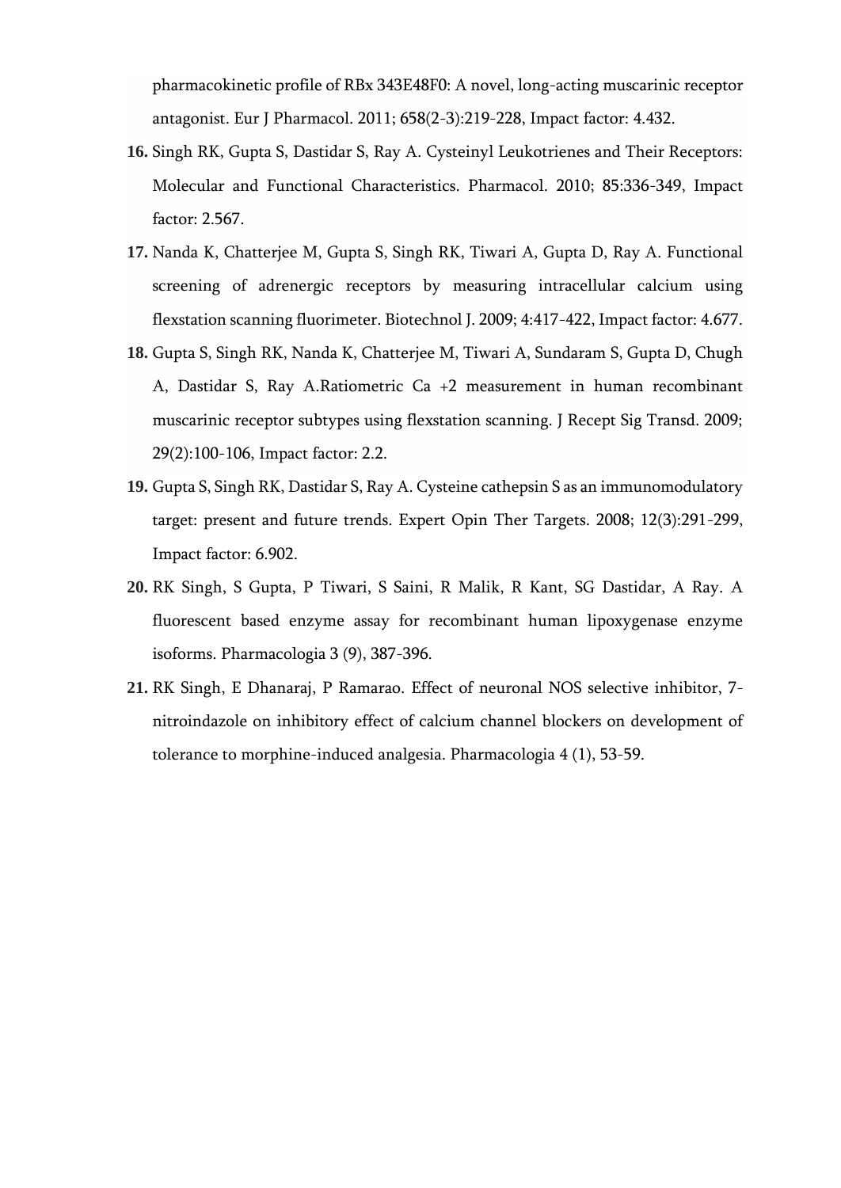pharmacokinetic profile of RBx 343E48F0: A novel, long-acting muscarinic receptor antagonist. Eur J Pharmacol. 2011; 658(2-3):219-228, Impact factor: 4.432.

16. Singh RK, Gupta S, Dastidar S, Ray A. Cysteinyl Leukotrienes and Their Receptors: Molecular and Functional Characteristics. Pharmacol. 2010; 85:336-349, Impact factor: 2.567.

17. Nanda K, Chatterjee M, Gupta S, Singh RK, Tiwari A, Gupta D, Ray A. Functional screening of adrenergic receptors by measuring intracellular calcium using flexstation scanning fluorimeter. Biotechnol J. 2009; 4:417-422, Impact factor: 4.677.

18. Gupta S, Singh RK, Nanda K, Chatterjee M, Tiwari A, Sundaram S, Gupta D, Chugh A, Dastidar S, Ray A.Ratiometric Ca +2 measurement in human recombinant muscarinic receptor subtypes using flexstation scanning. J Recept Sig Transd. 2009; 29(2):100-106, Impact factor: 2.2.

19. Gupta S, Singh RK, Dastidar S, Ray A. Cysteine cathepsin S as an immunomodulatory target: present and future trends. Expert Opin Ther Targets. 2008; 12(3):291-299, Impact factor: 6.902.

20. RK Singh, S Gupta, P Tiwari, S Saini, R Malik, R Kant, SG Dastidar, A Ray. A fluorescent based enzyme assay for recombinant human lipoxygenase enzyme isoforms. Pharmacologia 3 (9), 387-396.

21. RK Singh, E Dhanaraj, P Ramarao. Effect of neuronal NOS selective inhibitor, 7-nitroindazole on inhibitory effect of calcium channel blockers on development of tolerance to morphine-induced analgesia. Pharmacologia 4 (1), 53-59.